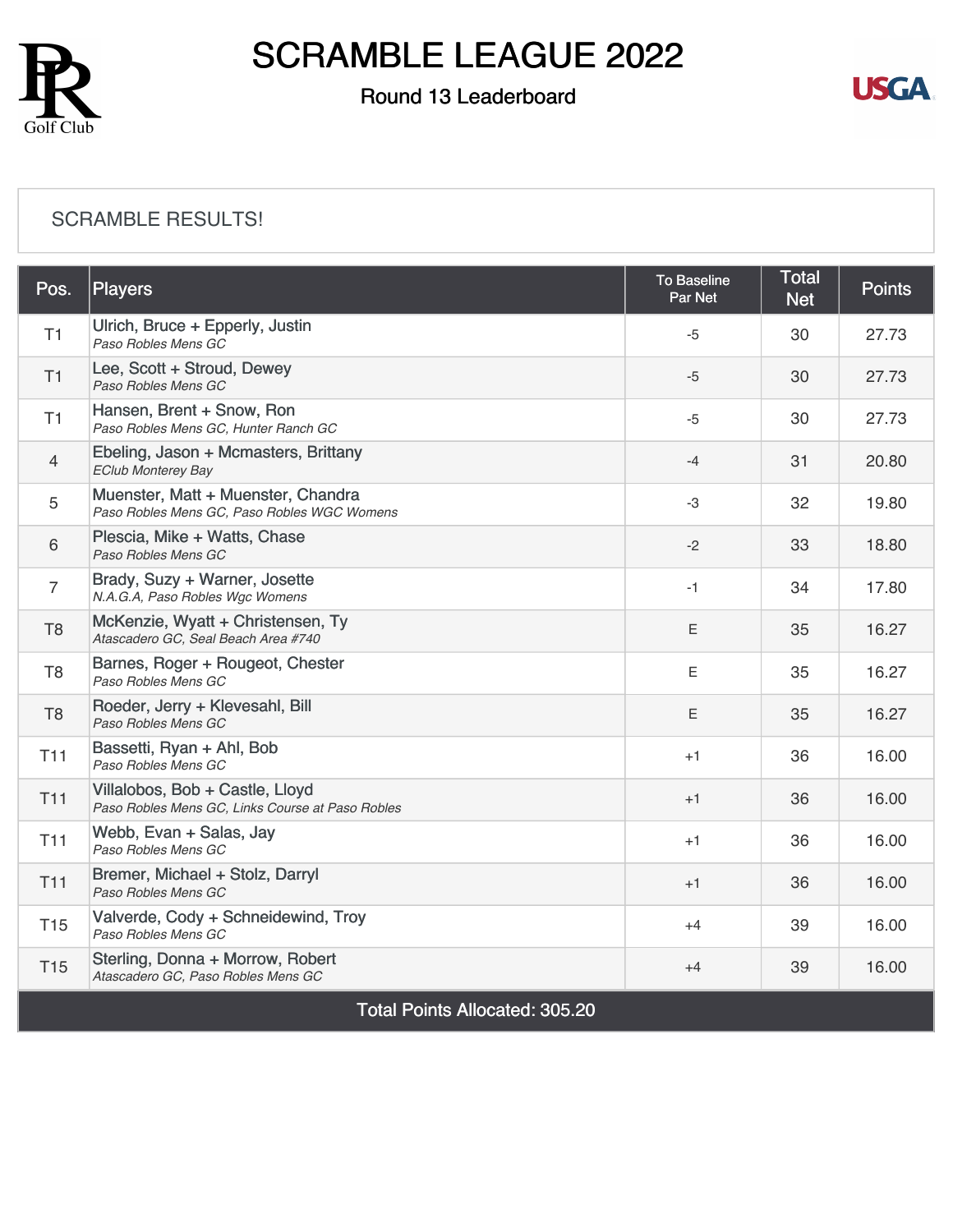# SCRAMBLE LEAGUE 2022

## Round 13 Leaderboard

SCRAMBLE RESULTS!

| Pos. | Players | To Baseline Par Net | Total Net | Points |
|---|---|---|---|---|
| T1 | Ulrich, Bruce + Epperly, Justin<br>*Paso Robles Mens GC* | -5 | 30 | 27.73 |
| T1 | Lee, Scott + Stroud, Dewey<br>*Paso Robles Mens GC* | -5 | 30 | 27.73 |
| T1 | Hansen, Brent + Snow, Ron<br>*Paso Robles Mens GC, Hunter Ranch GC* | -5 | 30 | 27.73 |
| 4 | Ebeling, Jason + Mcmasters, Brittany<br>*EClub Monterey Bay* | -4 | 31 | 20.80 |
| 5 | Muenster, Matt + Muenster, Chandra<br>*Paso Robles Mens GC, Paso Robles WGC Womens* | -3 | 32 | 19.80 |
| 6 | Plescia, Mike + Watts, Chase<br>*Paso Robles Mens GC* | -2 | 33 | 18.80 |
| 7 | Brady, Suzy + Warner, Josette<br>*N.A.G.A, Paso Robles Wgc Womens* | -1 | 34 | 17.80 |
| T8 | McKenzie, Wyatt + Christensen, Ty<br>*Atascadero GC, Seal Beach Area #740* | E | 35 | 16.27 |
| T8 | Barnes, Roger + Rougeot, Chester<br>*Paso Robles Mens GC* | E | 35 | 16.27 |
| T8 | Roeder, Jerry + Klevesahl, Bill<br>*Paso Robles Mens GC* | E | 35 | 16.27 |
| T11 | Bassetti, Ryan + Ahl, Bob<br>*Paso Robles Mens GC* | +1 | 36 | 16.00 |
| T11 | Villalobos, Bob + Castle, Lloyd<br>*Paso Robles Mens GC, Links Course at Paso Robles* | +1 | 36 | 16.00 |
| T11 | Webb, Evan + Salas, Jay<br>*Paso Robles Mens GC* | +1 | 36 | 16.00 |
| T11 | Bremer, Michael + Stolz, Darryl<br>*Paso Robles Mens GC* | +1 | 36 | 16.00 |
| T15 | Valverde, Cody + Schneidewind, Troy<br>*Paso Robles Mens GC* | +4 | 39 | 16.00 |
| T15 | Sterling, Donna + Morrow, Robert<br>*Atascadero GC, Paso Robles Mens GC* | +4 | 39 | 16.00 |
| Total Points Allocated: 305.20 | | | | |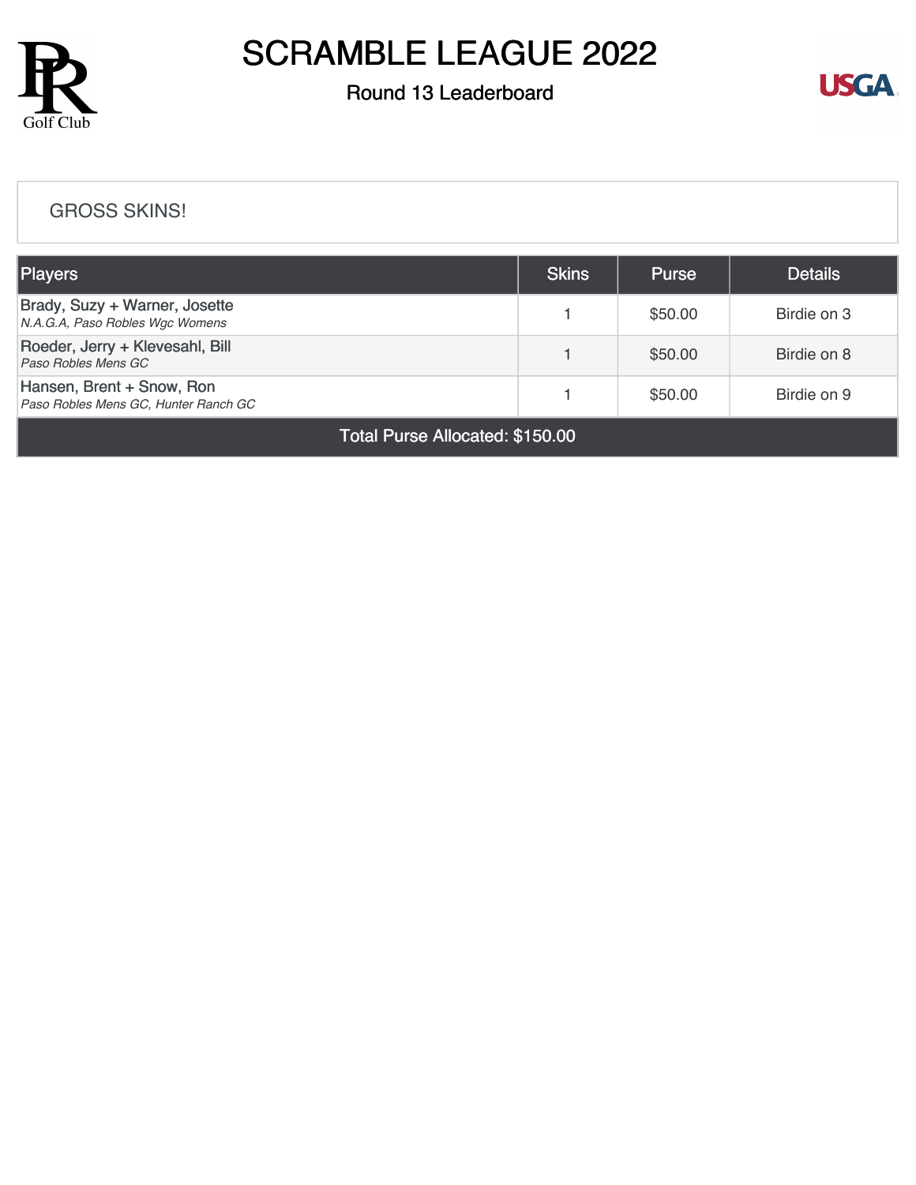# SCRAMBLE LEAGUE 2022

## Round 13 Leaderboard

GROSS SKINS!

| Players | Skins | Purse | Details |
|---|---|---|---|
| Brady, Suzy + Warner, Josette<br>*N.A.G.A, Paso Robles Wgc Womens* | 1 | $50.00 | Birdie on 3 |
| Roeder, Jerry + Klevesahl, Bill<br>*Paso Robles Mens GC* | 1 | $50.00 | Birdie on 8 |
| Hansen, Brent + Snow, Ron<br>*Paso Robles Mens GC, Hunter Ranch GC* | 1 | $50.00 | Birdie on 9 |
| Total Purse Allocated: $150.00 | | | |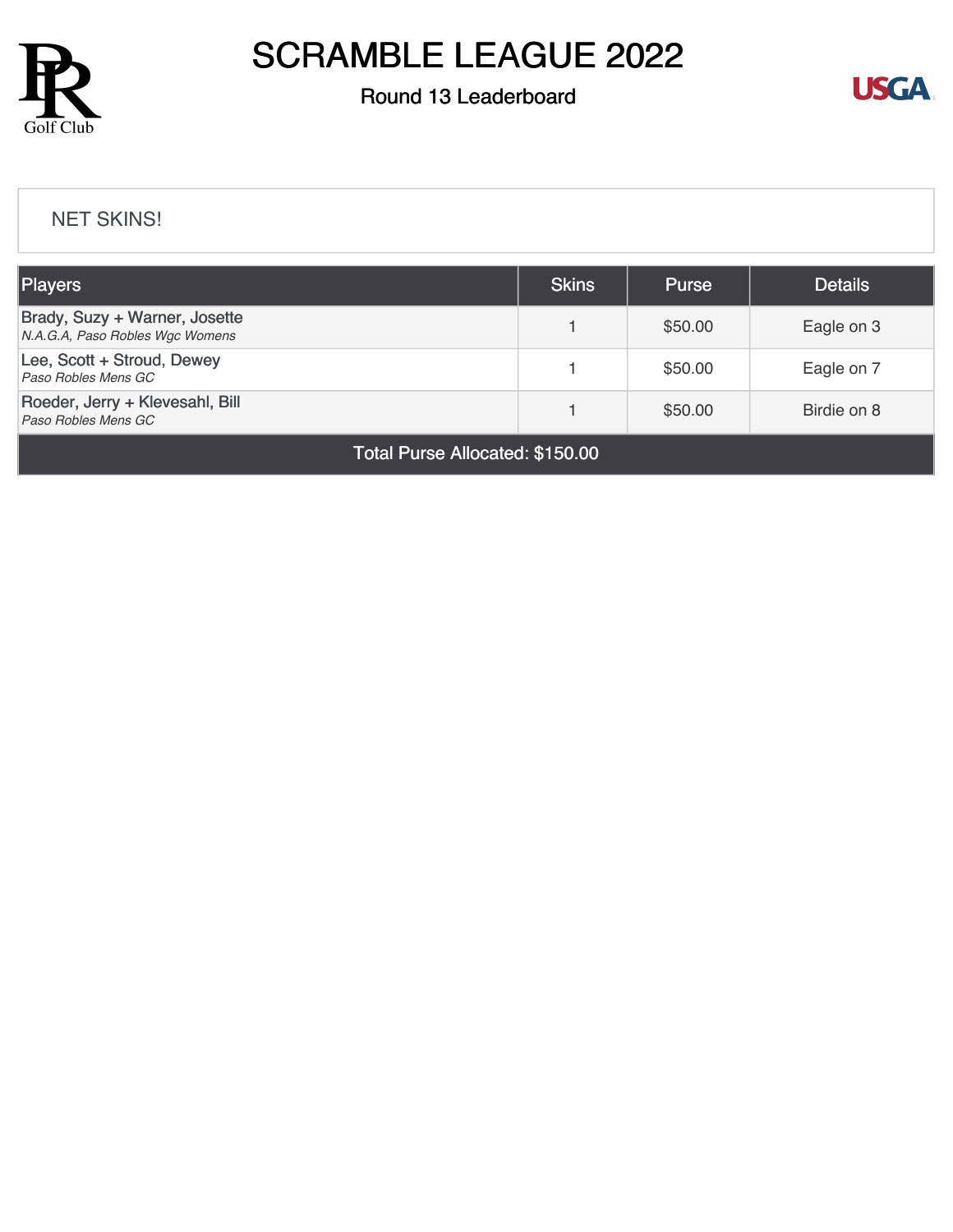# SCRAMBLE LEAGUE 2022

## Round 13 Leaderboard

NET SKINS!

| Players | Skins | Purse | Details |
|---|---|---|---|
| Brady, Suzy + Warner, Josette<br>*N.A.G.A, Paso Robles Wgc Womens* | 1 | $50.00 | Eagle on 3 |
| Lee, Scott + Stroud, Dewey<br>*Paso Robles Mens GC* | 1 | $50.00 | Eagle on 7 |
| Roeder, Jerry + Klevesahl, Bill<br>*Paso Robles Mens GC* | 1 | $50.00 | Birdie on 8 |
| Total Purse Allocated: $150.00 | | | |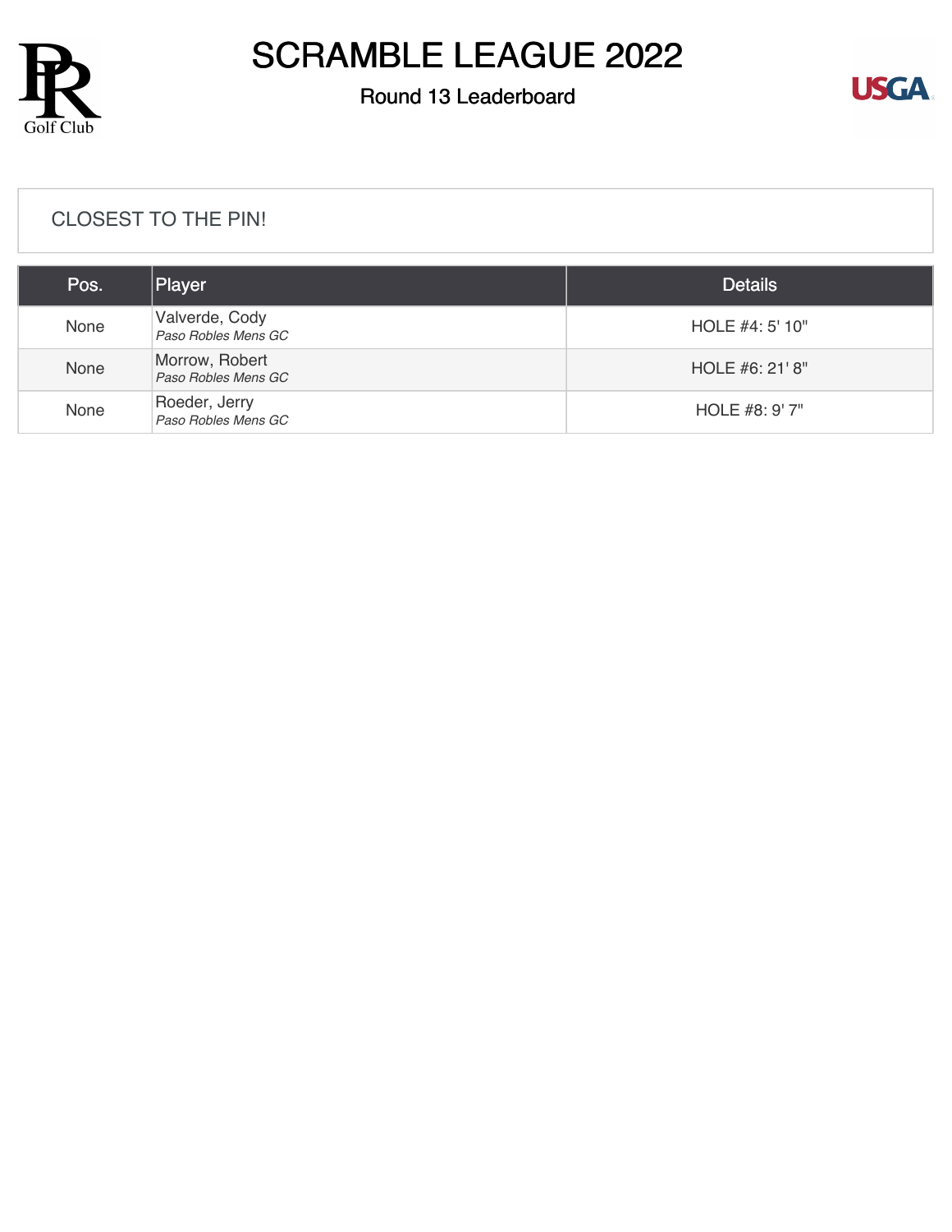# SCRAMBLE LEAGUE 2022

Round 13 Leaderboard

## CLOSEST TO THE PIN!

| Pos. | Player | Details |
|---|---|---|
| None | Valverde, Cody *Paso Robles Mens GC* | HOLE #4: 5' 10" |
| None | Morrow, Robert *Paso Robles Mens GC* | HOLE #6: 21' 8" |
| None | Roeder, Jerry *Paso Robles Mens GC* | HOLE #8: 9' 7" |